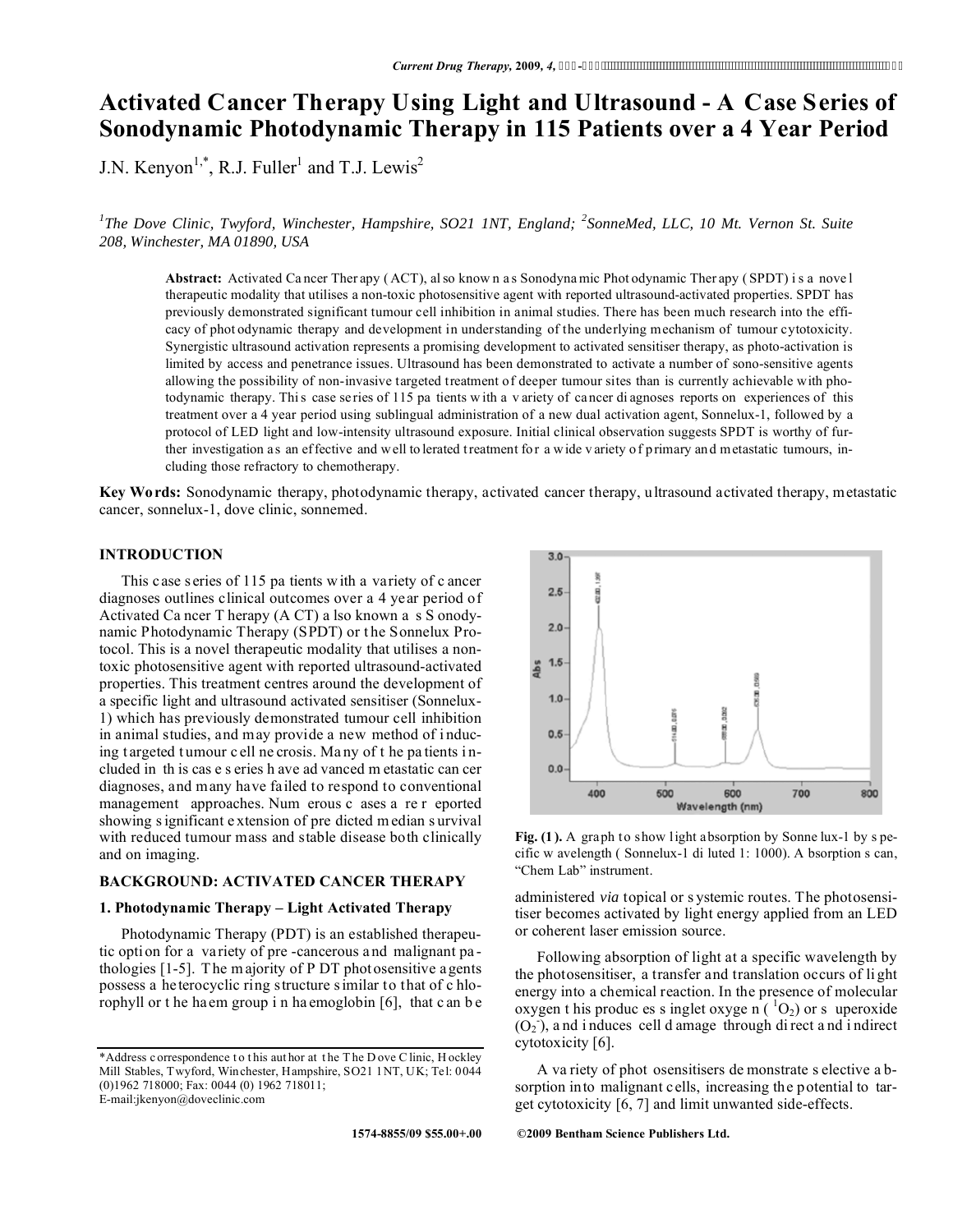# Activated Cancer Therapy Using Light and Ultrasound - A Case Series of Sonodynamic Photodynamic Therapy in 115 Patients over a 4 Year Period

J.N. Kenyon[1,*], R.J. Fuller[1] and T.J. Lewis[2]

[1]The Dove Clinic, Twyford, Winchester, Hampshire, SO21 1NT, England; [2]SonneMed, LLC, 10 Mt. Vernon St. Suite 208, Winchester, MA 01890, USA

**Abstract:** Activated Cancer Therapy (ACT), also known as Sonodynamic Photodynamic Therapy (SPDT) is a novel therapeutic modality that utilises a non-toxic photosensitive agent with reported ultrasound-activated properties. SPDT has previously demonstrated significant tumour cell inhibition in animal studies. There has been much research into the efficacy of photodynamic therapy and development in understanding of the underlying mechanism of tumour cytotoxicity. Synergistic ultrasound activation represents a promising development to activated sensitiser therapy, as photo-activation is limited by access and penetrance issues. Ultrasound has been demonstrated to activate a number of sono-sensitive agents allowing the possibility of non-invasive targeted treatment of deeper tumour sites than is currently achievable with photodynamic therapy. This case series of 115 patients with a variety of cancer diagnoses reports on experiences of this treatment over a 4 year period using sublingual administration of a new dual activation agent, Sonnelux-1, followed by a protocol of LED light and low-intensity ultrasound exposure. Initial clinical observation suggests SPDT is worthy of further investigation as an effective and well tolerated treatment for a wide variety of primary and metastatic tumours, including those refractory to chemotherapy.

**Key Words:** Sonodynamic therapy, photodynamic therapy, activated cancer therapy, ultrasound activated therapy, metastatic cancer, sonnelux-1, dove clinic, sonnemed.

## INTRODUCTION

This case series of 115 patients with a variety of cancer diagnoses outlines clinical outcomes over a 4 year period of Activated Cancer Therapy (ACT) also known as Sonodynamic Photodynamic Therapy (SPDT) or the Sonnelux Protocol. This is a novel therapeutic modality that utilises a non-toxic photosensitive agent with reported ultrasound-activated properties. This treatment centres around the development of a specific light and ultrasound activated sensitiser (Sonnelux-1) which has previously demonstrated tumour cell inhibition in animal studies, and may provide a new method of inducing targeted tumour cell necrosis. Many of the patients included in this case series have advanced metastatic cancer diagnoses, and many have failed to respond to conventional management approaches. Numerous cases are reported showing significant extension of predicted median survival with reduced tumour mass and stable disease both clinically and on imaging.

## BACKGROUND: ACTIVATED CANCER THERAPY

### 1. Photodynamic Therapy – Light Activated Therapy

Photodynamic Therapy (PDT) is an established therapeutic option for a variety of pre-cancerous and malignant pathologies [1-5]. The majority of PDT photosensitive agents possess a heterocyclic ring structure similar to that of chlorophyll or the haem group in haemoglobin [6], that can be administered *via* topical or systemic routes. The photosensitiser becomes activated by light energy applied from an LED or coherent laser emission source.

Fig. (1). A graph to show light absorption by Sonnelux-1 by specific wavelength (Sonnelux-1 diluted 1:1000). Absorption scan, "Chem Lab" instrument.

Following absorption of light at a specific wavelength by the photosensitiser, a transfer and translation occurs of light energy into a chemical reaction. In the presence of molecular oxygen this produces singlet oxygen ($^1O_2$) or superoxide ($O_2^-$), and induces cell damage through direct and indirect cytotoxicity [6].

A variety of photosensitisers demonstrate selective absorption into malignant cells, increasing the potential to target cytotoxicity [6, 7] and limit unwanted side-effects.

*Address correspondence to this author at the The Dove Clinic, Hockley Mill Stables, Twyford, Winchester, Hampshire, SO21 1NT, UK; Tel: 0044 (0)1962 718000; Fax: 0044 (0) 1962 718011; E-mail:jkenyon@doveclinic.com

1574-8855/09 $55.00+.00 ©2009 Bentham Science Publishers Ltd.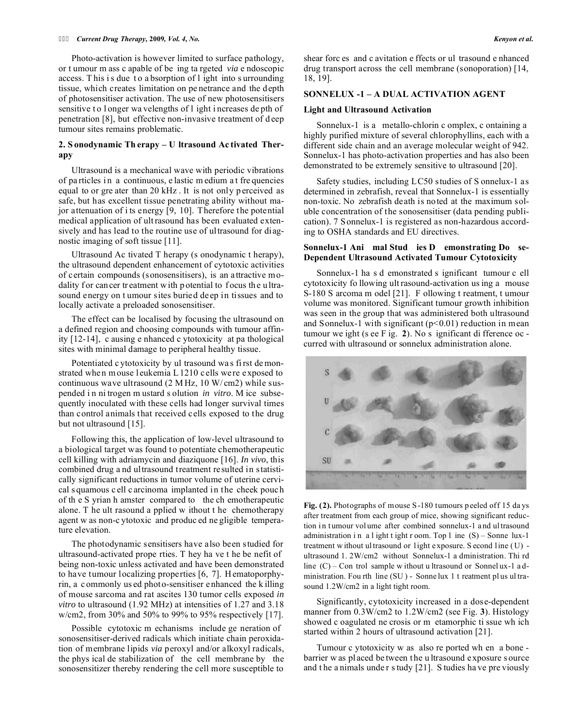Photo-activation is however limited to surface pathology, or tumour mass capable of being targeted *via* endoscopic access. This is due to absorption of light into surrounding tissue, which creates limitation on penetrance and the depth of photosensitiser activation. The use of new photosensitisers sensitive to longer wavelengths of light increases depth of penetration [8], but effective non-invasive treatment of deep tumour sites remains problematic.

## 2. Sonodynamic Therapy – Ultrasound Activated Therapy

Ultrasound is a mechanical wave with periodic vibrations of particles in a continuous, elastic medium at frequencies equal to or greater than 20 kHz. It is not only perceived as safe, but has excellent tissue penetrating ability without major attenuation of its energy [9, 10]. Therefore the potential medical application of ultrasound has been evaluated extensively and has lead to the routine use of ultrasound for diagnostic imaging of soft tissue [11].

Ultrasound Activated Therapy (sonodynamic therapy), the ultrasound dependent enhancement of cytotoxic activities of certain compounds (sonosensitisers), is an attractive modality for cancer treatment with potential to focus the ultrasound energy on tumour sites buried deep in tissues and to locally activate a preloaded sonosensitiser.

The effect can be localised by focusing the ultrasound on a defined region and choosing compounds with tumour affinity [12-14], causing enhanced cytotoxicity at pathological sites with minimal damage to peripheral healthy tissue.

Potentiated cytotoxicity by ultrasound was first demonstrated when mouse leukemia L1210 cells were exposed to continuous wave ultrasound (2 MHz, 10 W/cm2) while suspended in nitrogen mustard solution *in vitro*. Mice subsequently inoculated with these cells had longer survival times than control animals that received cells exposed to the drug but not ultrasound [15].

Following this, the application of low-level ultrasound to a biological target was found to potentiate chemotherapeutic cell killing with adriamycin and diaziquone [16]. *In vivo*, this combined drug and ultrasound treatment resulted in statistically significant reductions in tumour volume of uterine cervical squamous cell carcinoma implanted in the cheek pouch of the Syrian hamster compared to the chemotherapeutic alone. The ultrasound applied without the chemotherapy agent was non-cytotoxic and produced negligible temperature elevation.

The photodynamic sensitisers have also been studied for ultrasound-activated properties. They have the benefit of being non-toxic unless activated and have been demonstrated to have tumour localizing properties [6, 7]. Hematoporphyrin, a commonly used photo-sensitiser enhanced the killing of mouse sarcoma and rat ascites 130 tumor cells exposed *in vitro* to ultrasound (1.92 MHz) at intensities of 1.27 and 3.18 w/cm2, from 30% and 50% to 99% to 95% respectively [17].

Possible cytotoxic mechanisms include generation of sonosensitiser-derived radicals which initiate chain peroxidation of membrane lipids *via* peroxyl and/or alkoxyl radicals, the physical destabilization of the cell membrane by the sonosensitizer thereby rendering the cell more susceptible to shear forces and cavitation effects or ultrasound enhanced drug transport across the cell membrane (sonoporation) [14, 18, 19].

## SONNELUX -1 – A DUAL ACTIVATION AGENT

### Light and Ultrasound Activation

Sonnelux-1 is a metallo-chlorin complex, containing a highly purified mixture of several chlorophyllins, each with a different side chain and an average molecular weight of 942. Sonnelux-1 has photo-activation properties and has also been demonstrated to be extremely sensitive to ultrasound [20].

Safety studies, including LC50 studies of Sonnelux-1 as determined in zebrafish, reveal that Sonnelux-1 is essentially non-toxic. No zebrafish death is noted at the maximum soluble concentration of the sonosensitiser (data pending publication). 7 Sonnelux-1 is registered as non-hazardous according to OSHA standards and EU directives.

### Sonnelux-1 Animal Studies Demonstrating Dose-Dependent Ultrasound Activated Tumour Cytotoxicity

Sonnelux-1 has demonstrated significant tumour cell cytotoxicity following ultrasound-activation using a mouse S-180 Sarcoma model [21]. Following treatment, tumour volume was monitored. Significant tumour growth inhibition was seen in the group that was administered both ultrasound and Sonnelux-1 with significant ($p<0.01$) reduction in mean tumour weight (see Fig. **2**). No significant difference occurred with ultrasound or sonnelux administration alone.

**Fig. (2).** Photographs of mouse S-180 tumours peeled off 15 days after treatment from each group of mice, showing significant reduction in tumour volume after combined sonnelux-1 and ultrasound administration in a light tight room. Top line (S) – Sonnelux-1 treatment without ultrasound or light exposure. Second line (U) - ultrasound 1.2W/cm2 without Sonnelux-1 administration. Third line (C) – Control sample without ultrasound or Sonnelux-1 administration. Fourth line (SU) - Sonnelux 1 treatment plus ultrasound 1.2W/cm2 in a light tight room.

Significantly, cytotoxicity increased in a dose-dependent manner from 0.3W/cm2 to 1.2W/cm2 (see Fig. **3**). Histology showed coagulated necrosis or metamorphic tissue which started within 2 hours of ultrasound activation [21].

Tumour cytotoxicity was also reported when a bone-barrier was placed between the ultrasound exposure source and the animals under study [21]. Studies have previously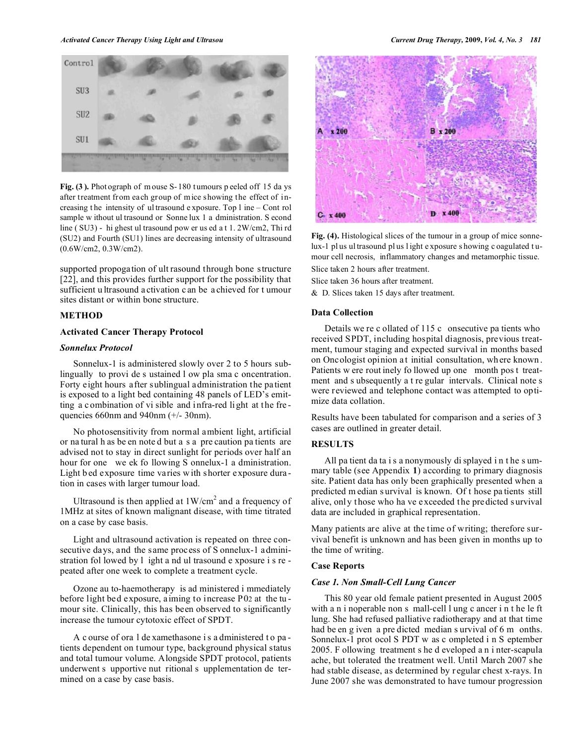**Fig. (3).** Photograph of mouse S-180 tumours peeled off 15 days after treatment from each group of mice showing the effect of increasing the intensity of ultrasound exposure. Top line – Control sample without ultrasound or Sonnelux 1 administration. Second line (SU3) - highest ultrasound power used at 1.2W/cm2, Third (SU2) and Fourth (SU1) lines are decreasing intensity of ultrasound (0.6W/cm2, 0.3W/cm2).

supported propogation of ultrasound through bone structure [22], and this provides further support for the possibility that sufficient ultrasound activation can be achieved for tumour sites distant or within bone structure.

## METHOD

### Activated Cancer Therapy Protocol

#### *Sonnelux Protocol*

Sonnelux-1 is administered slowly over 2 to 5 hours sublingually to provide sustained low plasma concentration. Forty eight hours after sublingual administration the patient is exposed to a light bed containing 48 panels of LED's emitting a combination of visible and infra-red light at the frequencies 660nm and 940nm (+/- 30nm).

No photosensitivity from normal ambient light, artificial or natural has been noted but as a precaution patients are advised not to stay in direct sunlight for periods over half an hour for one week following Sonnelux-1 administration. Light bed exposure time varies with shorter exposure duration in cases with larger tumour load.

Ultrasound is then applied at $1\text{W/cm}^2$ and a frequency of 1MHz at sites of known malignant disease, with time titrated on a case by case basis.

Light and ultrasound activation is repeated on three consecutive days, and the same process of Sonnelux-1 administration followed by light and ultrasound exposure is repeated after one week to complete a treatment cycle.

Ozone auto-haemotherapy is administered immediately before light bed exposure, aiming to increase $PO_2$ at the tumour site. Clinically, this has been observed to significantly increase the tumour cytotoxic effect of SPDT.

A course of oral dexamethasone is administered to patients dependent on tumour type, background physical status and total tumour volume. Alongside SPDT protocol, patients underwent supportive nutritional supplementation determined on a case by case basis.

**Fig. (4).** Histological slices of the tumour in a group of mice sonnelux-1 plus ultrasound plus light exposure showing coagulated tumour cell necrosis, inflammatory changes and metamorphic tissue.

Slice taken 2 hours after treatment.

Slice taken 36 hours after treatment.

& D. Slices taken 15 days after treatment.

### Data Collection

Details were collated of 115 consecutive patients who received SPDT, including hospital diagnosis, previous treatment, tumour staging and expected survival in months based on Oncologist opinion at initial consultation, where known. Patients were routinely followed up one month post treatment and subsequently at regular intervals. Clinical notes were reviewed and telephone contact was attempted to optimize data collation.

Results have been tabulated for comparison and a series of 3 cases are outlined in greater detail.

## RESULTS

All patient data is anonymously displayed in the summary table (see Appendix **1**) according to primary diagnosis site. Patient data has only been graphically presented when a predicted median survival is known. Of those patients still alive, only those who have exceeded the predicted survival data are included in graphical representation.

Many patients are alive at the time of writing; therefore survival benefit is unknown and has been given in months up to the time of writing.

### Case Reports

#### *Case 1. Non Small-Cell Lung Cancer*

This 80 year old female patient presented in August 2005 with an inoperable non small-cell lung cancer in the left lung. She had refused palliative radiotherapy and at that time had been given a predicted median survival of 6 months. Sonnelux-1 protocol SPDT was completed in September 2005. Following treatment she developed an inter-scapula ache, but tolerated the treatment well. Until March 2007 she had stable disease, as determined by regular chest x-rays. In June 2007 she was demonstrated to have tumour progression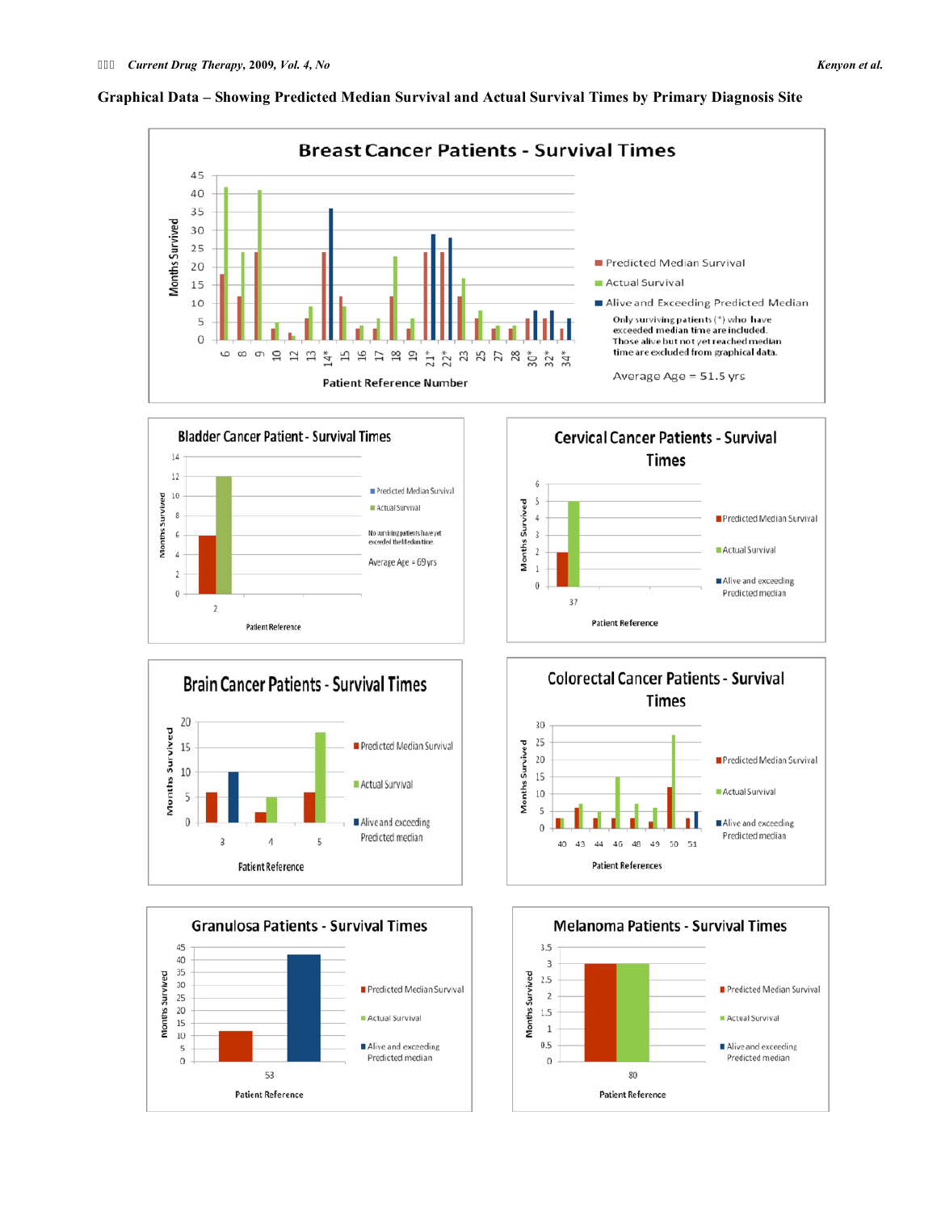**Graphical Data – Showing Predicted Median Survival and Actual Survival Times by Primary Diagnosis Site**

**Breast Cancer Patients - Survival Times**

Legend: Predicted Median Survival; Actual Survival; Alive and Exceeding Predicted Median

Only surviving patients (*) who have exceeded median time are included. Those alive but not yet reached median time are excluded from graphical data.

Average Age = 51.5 yrs

Axes: Months Survived; Patient Reference Number

**Bladder Cancer Patient - Survival Times**

Legend: Predicted Median Survival; Actual Survival

No surviving patients have yet exceeded the Median time.

Average Age = 69yrs

Axes: Months Survived; Patient Reference

**Cervical Cancer Patients - Survival Times**

Legend: Predicted Median Survival; Actual Survival; Alive and exceeding Predicted median

Axes: Months Survived; Patient Reference

**Brain Cancer Patients - Survival Times**

Legend: Predicted Median Survival; Actual Survival; Alive and exceeding Predicted median

Axes: Months Survived; Patient Reference

**Colorectal Cancer Patients - Survival Times**

Legend: Predicted Median Survival; Actual Survival; Alive and exceeding Predicted median

Axes: Months Survived; Patient References

**Granulosa Patients - Survival Times**

Legend: Predicted Median Survival; Actual Survival; Alive and exceeding Predicted median

Axes: Months Survived; Patient Reference

**Melanoma Patients - Survival Times**

Legend: Predicted Median Survival; Actual Survival; Alive and exceeding Predicted median

Axes: Months Survived; Patient Reference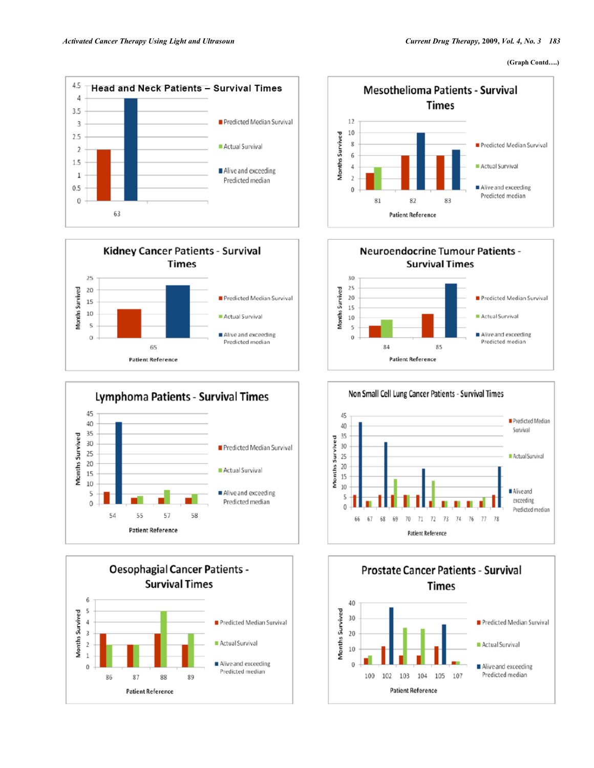(Graph Contd….)

**Head and Neck Patients – Survival Times**

**Mesothelioma Patients - Survival Times**

**Kidney Cancer Patients - Survival Times**

**Neuroendocrine Tumour Patients - Survival Times**

**Lymphoma Patients - Survival Times**

**Non Small Cell Lung Cancer Patients - Survival Times**

**Oesophagial Cancer Patients - Survival Times**

**Prostate Cancer Patients - Survival Times**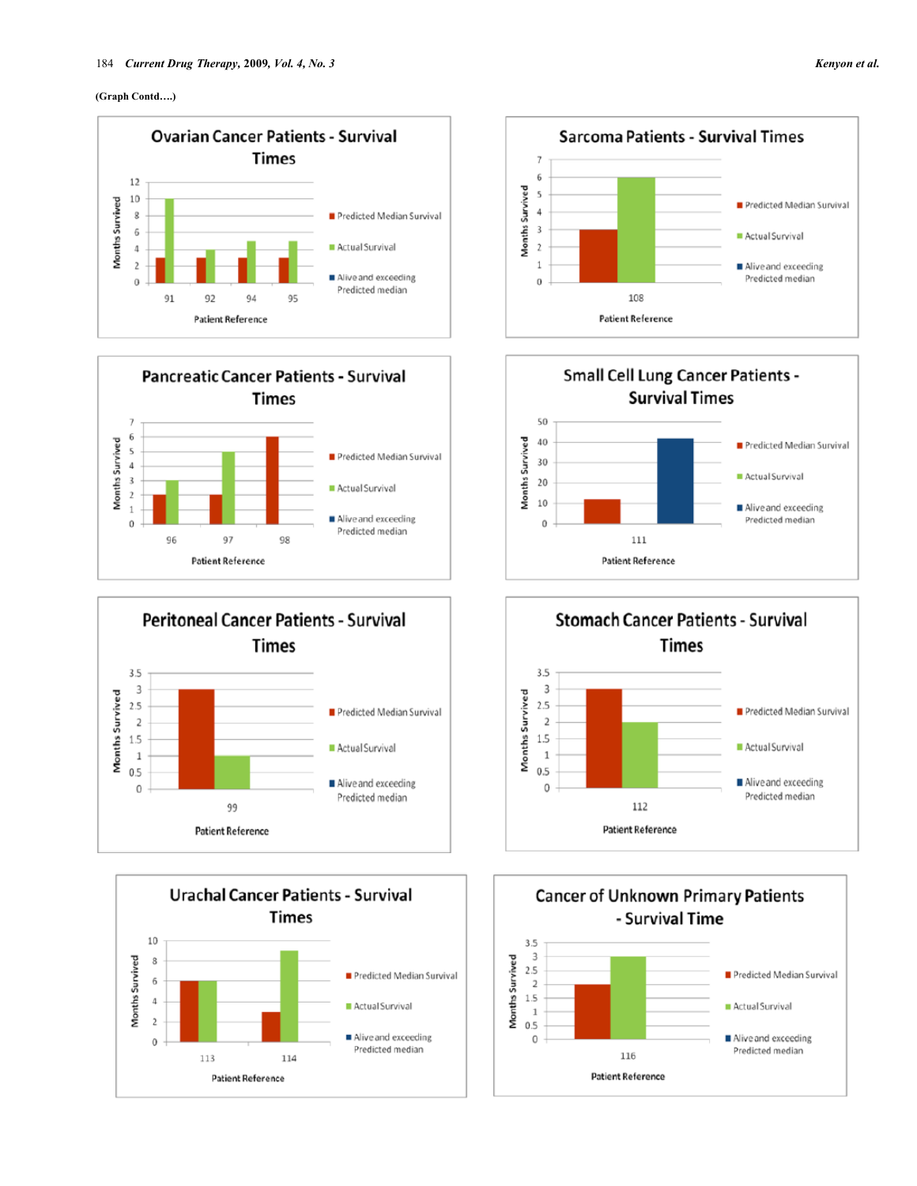(Graph Contd….)

**Ovarian Cancer Patients - Survival Times**

| Patient Reference | Predicted Median Survival | Actual Survival | Alive and exceeding Predicted median |
|---|---|---|---|
| 91 | 3 | 10 | |
| 92 | 3 | 4 | |
| 94 | 3 | 5 | |
| 95 | 3 | 5 | |

**Sarcoma Patients - Survival Times**

| Patient Reference | Predicted Median Survival | Actual Survival | Alive and exceeding Predicted median |
|---|---|---|---|
| 108 | 3 | 6 | |

**Pancreatic Cancer Patients - Survival Times**

| Patient Reference | Predicted Median Survival | Actual Survival | Alive and exceeding Predicted median |
|---|---|---|---|
| 96 | 2 | 3 | |
| 97 | 2 | 5 | |
| 98 | 6 | | |

**Small Cell Lung Cancer Patients - Survival Times**

| Patient Reference | Predicted Median Survival | Actual Survival | Alive and exceeding Predicted median |
|---|---|---|---|
| 111 | 12 | | 42 |

**Peritoneal Cancer Patients - Survival Times**

| Patient Reference | Predicted Median Survival | Actual Survival | Alive and exceeding Predicted median |
|---|---|---|---|
| 99 | 3 | 1 | |

**Stomach Cancer Patients - Survival Times**

| Patient Reference | Predicted Median Survival | Actual Survival | Alive and exceeding Predicted median |
|---|---|---|---|
| 112 | 3 | 2 | |

**Urachal Cancer Patients - Survival Times**

| Patient Reference | Predicted Median Survival | Actual Survival | Alive and exceeding Predicted median |
|---|---|---|---|
| 113 | 6 | 6 | |
| 114 | 3 | 9 | |

**Cancer of Unknown Primary Patients - Survival Time**

| Patient Reference | Predicted Median Survival | Actual Survival | Alive and exceeding Predicted median |
|---|---|---|---|
| 116 | 2 | 3 | |

(Y-axis: Months Survived; X-axis: Patient Reference)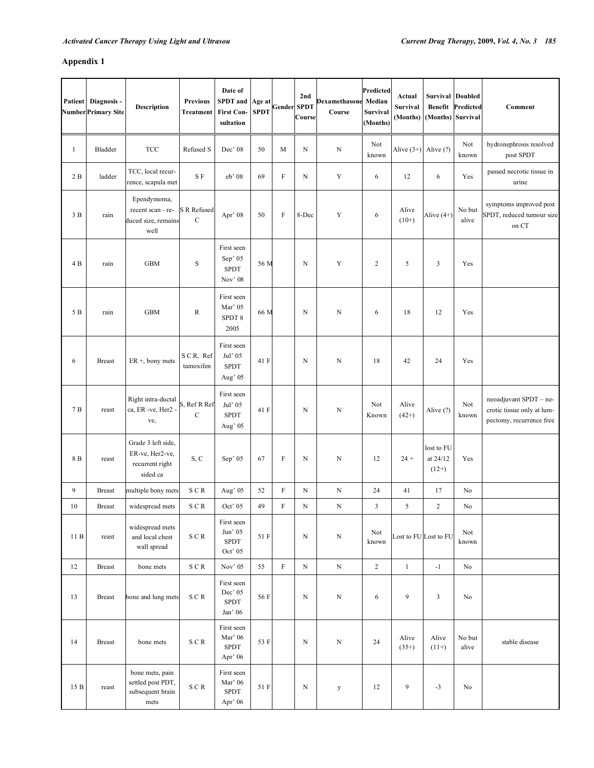## Appendix 1

| Patient Number | Diagnosis - Primary Site | Description | Previous Treatment | Date of SPDT and First Consultation | Age at SPDT | Gender | 2nd SPDT Course | Dexamethasone Course | Predicted Median Survival (Months) | Actual Survival (Months) | Survival Benefit (Months) | Doubled Predicted Survival | Comment |
|---|---|---|---|---|---|---|---|---|---|---|---|---|---|
| 1 | Bladder | TCC | Refused S | Dec' 08 | 50 | M | N | N | Not known | Alive (3+) | Alive (?) | Not known | hydronephrosis resolved post SPDT |
| 2 B | ladder | TCC, local recurrence, scapula met | S F | eb' 08 | 69 | F | N | Y | 6 | 12 | 6 | Yes | passed necrotic tissue in urine |
| 3 B | rain | Ependymoma, recent scan - reduced size, remains well | S R Refused C | Apr' 08 | 50 | F | 8-Dec | Y | 6 | Alive (10+) | Alive (4+) | No but alive | symptoms improved post SPDT, reduced tumour size on CT |
| 4 B | rain | GBM | S | First seen Sep' 05 SPDT Nov' 08 | 56 M | | N | Y | 2 | 5 | 3 | Yes | |
| 5 B | rain | GBM | R | First seen Mar' 05 SPDT 8 2005 | 66 M | | N | N | 6 | 18 | 12 | Yes | |
| 6 | Breast | ER +, bony mets | S C R, Ref tamoxifen | First seen Jul' 05 SPDT Aug' 05 | 41 F | | N | N | 18 | 42 | 24 | Yes | |
| 7 B | reast | Right intra-ductal ca, ER -ve, Her2 -ve, | S, Ref R Ref C | First seen Jul' 05 SPDT Aug' 05 | 41 F | | N | N | Not Known | Alive (42+) | Alive (?) | Not known | neoadjuvant SPDT – necrotic tissue only at lumpectomy, recurrence free |
| 8 B | reast | Grade 3 left side, ER-ve, Her2-ve, recurrent right sided ca | S, C | Sep' 05 | 67 | F | N | N | 12 | 24 + | lost to FU at 24/12 (12+) | Yes | |
| 9 | Breast | multiple bony mets | S C R | Aug' 05 | 52 | F | N | N | 24 | 41 | 17 | No | |
| 10 | Breast | widespread mets | S C R | Oct' 05 | 49 | F | N | N | 3 | 5 | 2 | No | |
| 11 B | reast | widespread mets and local chest wall spread | S C R | First seen Jun' 05 SPDT Oct' 05 | 51 F | | N | N | Not known | Lost to FU | Lost to FU | Not known | |
| 12 | Breast | bone mets | S C R | Nov' 05 | 55 | F | N | N | 2 | 1 | -1 | No | |
| 13 | Breast | bone and lung mets | S C R | First seen Dec' 05 SPDT Jan' 06 | 56 F | | N | N | 6 | 9 | 3 | No | |
| 14 | Breast | bone mets | S C R | First seen Mar' 06 SPDT Apr' 06 | 53 F | | N | N | 24 | Alive (35+) | Alive (11+) | No but alive | stable disease |
| 15 B | reast | bone mets, pain settled post PDT, subsequent brain mets | S C R | First seen Mar' 06 SPDT Apr' 06 | 51 F | | N | y | 12 | 9 | -3 | No | |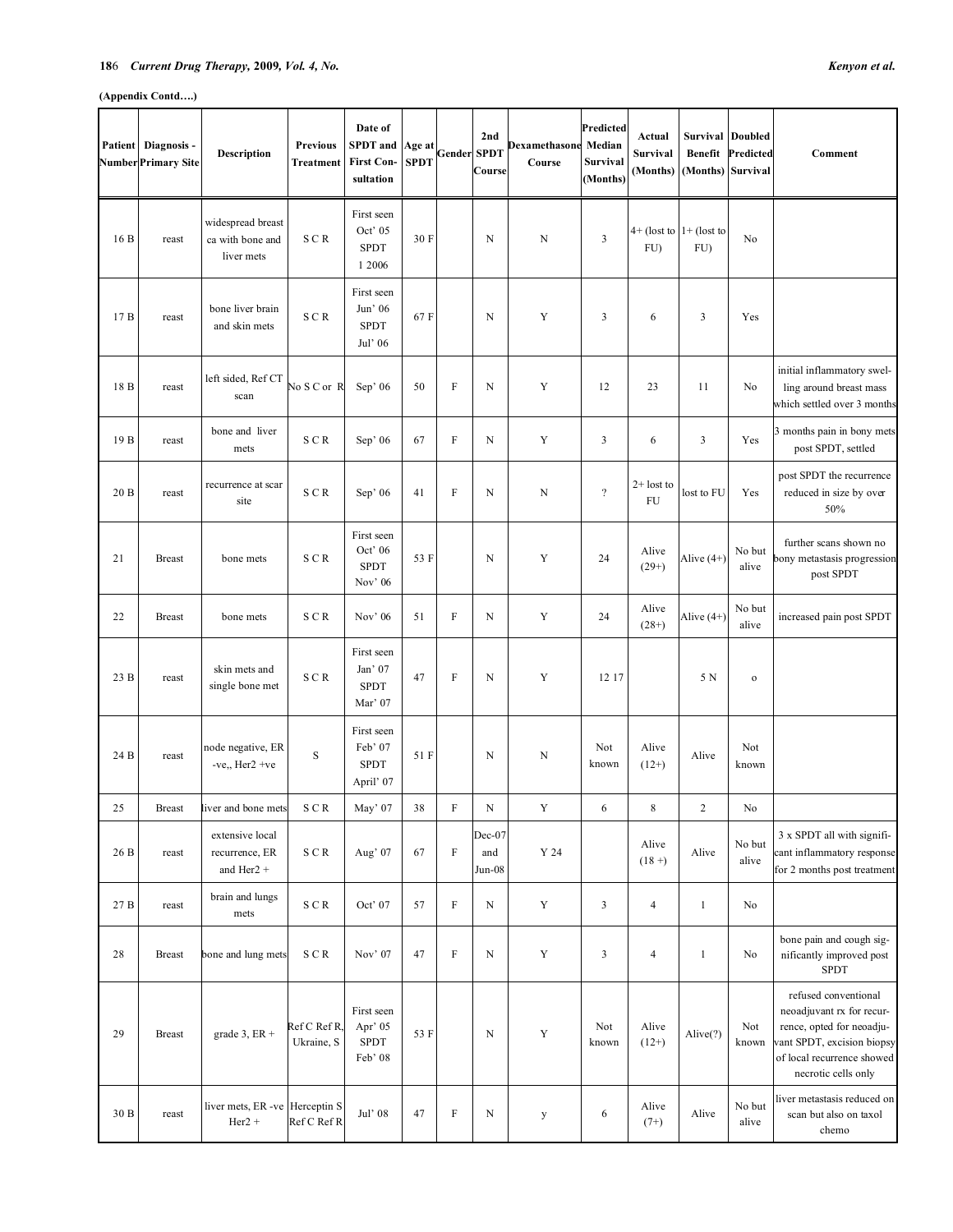**(Appendix Contd….)**

| Patient Number | Diagnosis - Primary Site | Description | Previous Treatment | Date of SPDT and First Consultation | Age at SPDT | Gender | 2nd SPDT Course | Dexamethasone Course | Predicted Median Survival (Months) | Actual Survival (Months) | Survival Benefit (Months) | Doubled Predicted Survival | Comment |
|---|---|---|---|---|---|---|---|---|---|---|---|---|---|
| 16 B | reast | widespread breast ca with bone and liver mets | S C R | First seen Oct' 05 SPDT 1 2006 | 30 F | | N | N | 3 | 4+ (lost to FU) | 1+ (lost to FU) | No | |
| 17 B | reast | bone liver brain and skin mets | S C R | First seen Jun' 06 SPDT Jul' 06 | 67 F | | N | Y | 3 | 6 | 3 | Yes | |
| 18 B | reast | left sided, Ref CT scan | No S C or R | Sep' 06 | 50 | F | N | Y | 12 | 23 | 11 | No | initial inflammatory swelling around breast mass which settled over 3 months |
| 19 B | reast | bone and liver mets | S C R | Sep' 06 | 67 | F | N | Y | 3 | 6 | 3 | Yes | 3 months pain in bony mets post SPDT, settled |
| 20 B | reast | recurrence at scar site | S C R | Sep' 06 | 41 | F | N | N | ? | 2+ lost to FU | lost to FU | Yes | post SPDT the recurrence reduced in size by over 50% |
| 21 | Breast | bone mets | S C R | First seen Oct' 06 SPDT Nov' 06 | 53 F | | N | Y | 24 | Alive (29+) | Alive (4+) | No but alive | further scans shown no bony metastasis progression post SPDT |
| 22 | Breast | bone mets | S C R | Nov' 06 | 51 | F | N | Y | 24 | Alive (28+) | Alive (4+) | No but alive | increased pain post SPDT |
| 23 B | reast | skin mets and single bone met | S C R | First seen Jan' 07 SPDT Mar' 07 | 47 | F | N | Y | 12 17 | | 5 N | o | |
| 24 B | reast | node negative, ER -ve,, Her2 +ve | S | First seen Feb' 07 SPDT April' 07 | 51 F | | N | N | Not known | Alive (12+) | Alive | Not known | |
| 25 | Breast | liver and bone mets | S C R | May' 07 | 38 | F | N | Y | 6 | 8 | 2 | No | |
| 26 B | reast | extensive local recurrence, ER and Her2 + | S C R | Aug' 07 | 67 | F | Dec-07 and Jun-08 | Y 24 | | Alive (18 +) | Alive | No but alive | 3 x SPDT all with significant inflammatory response for 2 months post treatment |
| 27 B | reast | brain and lungs mets | S C R | Oct' 07 | 57 | F | N | Y | 3 | 4 | 1 | No | |
| 28 | Breast | bone and lung mets | S C R | Nov' 07 | 47 | F | N | Y | 3 | 4 | 1 | No | bone pain and cough significantly improved post SPDT |
| 29 | Breast | grade 3, ER + | Ref C Ref R, Ukraine, S | First seen Apr' 05 SPDT Feb' 08 | 53 F | | N | Y | Not known | Alive (12+) | Alive(?) | Not known | refused conventional neoadjuvant rx for recurrence, opted for neoadjuvant SPDT, excision biopsy of local recurrence showed necrotic cells only |
| 30 B | reast | liver mets, ER -ve Her2 + | Herceptin S Ref C Ref R | Jul' 08 | 47 | F | N | y | 6 | Alive (7+) | Alive | No but alive | liver metastasis reduced on scan but also on taxol chemo |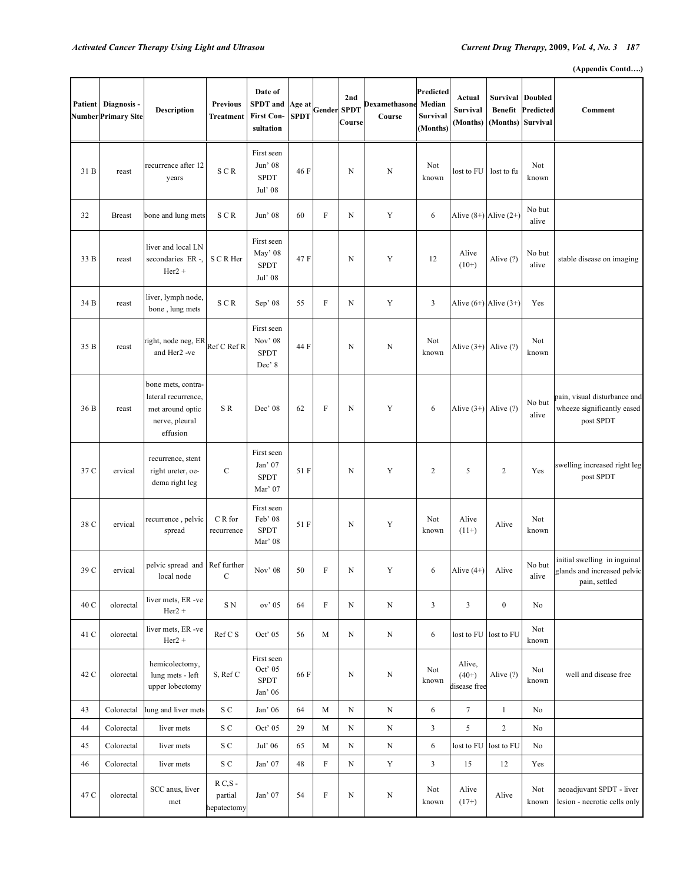(Appendix Contd….)

| Patient Number | Diagnosis - Primary Site | Description | Previous Treatment | Date of SPDT and First Consultation | Age at SPDT | Gender | 2nd SPDT Course | Dexamethasone Course | Predicted Median Survival (Months) | Actual Survival (Months) | Survival Benefit (Months) | Doubled Predicted Survival | Comment |
|---|---|---|---|---|---|---|---|---|---|---|---|---|---|
| 31 B | reast | recurrence after 12 years | S C R | First seen Jun' 08 SPDT Jul' 08 | 46 F | | N | N | Not known | lost to FU | lost to fu | Not known | |
| 32 | Breast | bone and lung mets | S C R | Jun' 08 | 60 | F | N | Y | 6 | Alive (8+) | Alive (2+) | No but alive | |
| 33 B | reast | liver and local LN secondaries ER -, Her2 + | S C R Her | First seen May' 08 SPDT Jul' 08 | 47 F | | N | Y | 12 | Alive (10+) | Alive (?) | No but alive | stable disease on imaging |
| 34 B | reast | liver, lymph node, bone , lung mets | S C R | Sep' 08 | 55 | F | N | Y | 3 | Alive (6+) | Alive (3+) | Yes | |
| 35 B | reast | right, node neg, ER and Her2 -ve | Ref C Ref R | First seen Nov' 08 SPDT Dec' 8 | 44 F | | N | N | Not known | Alive (3+) | Alive (?) | Not known | |
| 36 B | reast | bone mets, contra-lateral recurrence, met around optic nerve, pleural effusion | S R | Dec' 08 | 62 | F | N | Y | 6 | Alive (3+) | Alive (?) | No but alive | pain, visual disturbance and wheeze significantly eased post SPDT |
| 37 C | ervical | recurrence, stent right ureter, oe-dema right leg | C | First seen Jan' 07 SPDT Mar' 07 | 51 F | | N | Y | 2 | 5 | 2 | Yes | swelling increased right leg post SPDT |
| 38 C | ervical | recurrence , pelvic spread | C R for recurrence | First seen Feb' 08 SPDT Mar' 08 | 51 F | | N | Y | Not known | Alive (11+) | Alive | Not known | |
| 39 C | ervical | pelvic spread and local node | Ref further C | Nov' 08 | 50 | F | N | Y | 6 | Alive (4+) | Alive | No but alive | initial swelling in inguinal glands and increased pelvic pain, settled |
| 40 C | olorectal | liver mets, ER -ve Her2 + | S N | ov' 05 | 64 | F | N | N | 3 | 3 | 0 | No | |
| 41 C | olorectal | liver mets, ER -ve Her2 + | Ref C S | Oct' 05 | 56 | M | N | N | 6 | lost to FU | lost to FU | Not known | |
| 42 C | olorectal | hemicolectomy, lung mets - left upper lobectomy | S, Ref C | First seen Oct' 05 SPDT Jan' 06 | 66 F | | N | N | Not known | Alive, (40+) disease free | Alive (?) | Not known | well and disease free |
| 43 | Colorectal | lung and liver mets | S C | Jan' 06 | 64 | M | N | N | 6 | 7 | 1 | No | |
| 44 | Colorectal | liver mets | S C | Oct' 05 | 29 | M | N | N | 3 | 5 | 2 | No | |
| 45 | Colorectal | liver mets | S C | Jul' 06 | 65 | M | N | N | 6 | lost to FU | lost to FU | No | |
| 46 | Colorectal | liver mets | S C | Jan' 07 | 48 | F | N | Y | 3 | 15 | 12 | Yes | |
| 47 C | olorectal | SCC anus, liver met | R C,S - partial hepatectomy | Jan' 07 | 54 | F | N | N | Not known | Alive (17+) | Alive | Not known | neoadjuvant SPDT - liver lesion - necrotic cells only |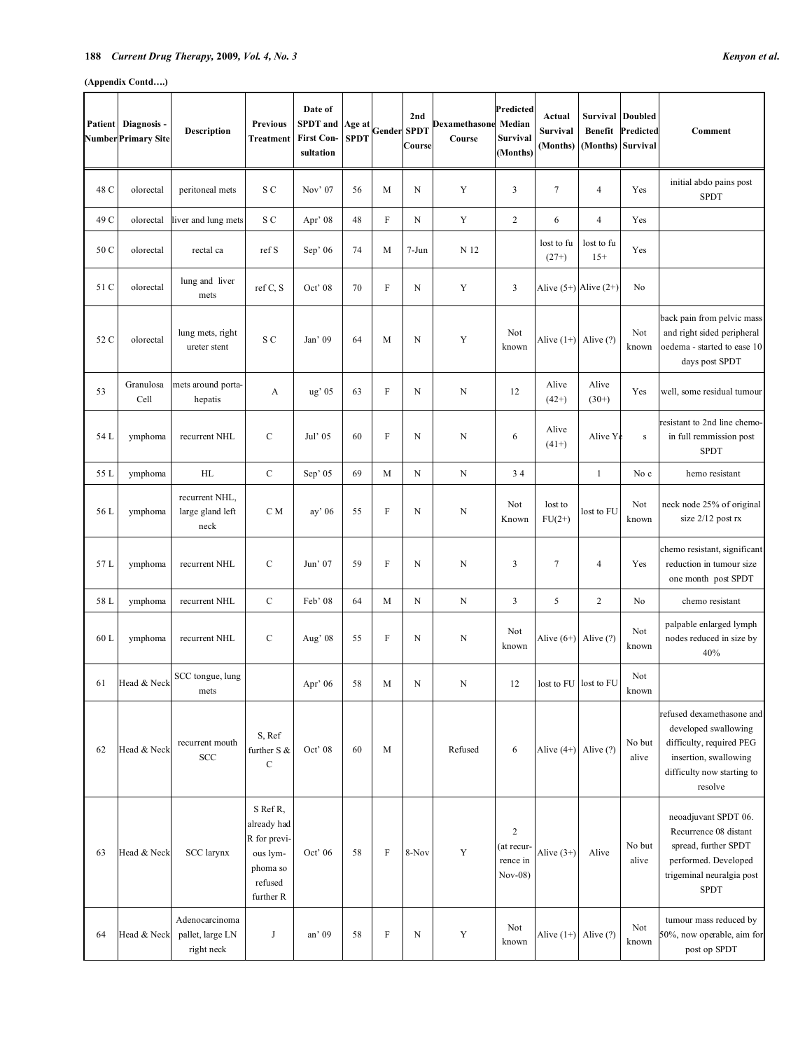**(Appendix Contd….)**

| Patient Number | Diagnosis - Primary Site | Description | Previous Treatment | Date of SPDT and First Consultation | Age at SPDT | Gender | 2nd SPDT Course | Dexamethasone Course | Predicted Median Survival (Months) | Actual Survival (Months) | Survival Benefit (Months) | Doubled Predicted Survival | Comment |
|---|---|---|---|---|---|---|---|---|---|---|---|---|---|
| 48 C | olorectal | peritoneal mets | S C | Nov' 07 | 56 | M | N | Y | 3 | 7 | 4 | Yes | initial abdo pains post SPDT |
| 49 C | olorectal | liver and lung mets | S C | Apr' 08 | 48 | F | N | Y | 2 | 6 | 4 | Yes | |
| 50 C | olorectal | rectal ca | ref S | Sep' 06 | 74 | M | 7-Jun | N 12 | | lost to fu (27+) | lost to fu 15+ | Yes | |
| 51 C | olorectal | lung and liver mets | ref C, S | Oct' 08 | 70 | F | N | Y | 3 | Alive (5+) | Alive (2+) | No | |
| 52 C | olorectal | lung mets, right ureter stent | S C | Jan' 09 | 64 | M | N | Y | Not known | Alive (1+) | Alive (?) | Not known | back pain from pelvic mass and right sided peripheral oedema - started to ease 10 days post SPDT |
| 53 | Granulosa Cell | mets around porta-hepatis | A | ug' 05 | 63 | F | N | N | 12 | Alive (42+) | Alive (30+) | Yes | well, some residual tumour |
| 54 L | ymphoma | recurrent NHL | C | Jul' 05 | 60 | F | N | N | 6 | Alive (41+) | Alive Ye | s | resistant to 2nd line chemo- in full remmission post SPDT |
| 55 L | ymphoma | HL | C | Sep' 05 | 69 | M | N | N | 3 4 | | 1 | No c | hemo resistant |
| 56 L | ymphoma | recurrent NHL, large gland left neck | C M | ay' 06 | 55 | F | N | N | Not Known | lost to FU(2+) | lost to FU | Not known | neck node 25% of original size 2/12 post rx |
| 57 L | ymphoma | recurrent NHL | C | Jun' 07 | 59 | F | N | N | 3 | 7 | 4 | Yes | chemo resistant, significant reduction in tumour size one month post SPDT |
| 58 L | ymphoma | recurrent NHL | C | Feb' 08 | 64 | M | N | N | 3 | 5 | 2 | No | chemo resistant |
| 60 L | ymphoma | recurrent NHL | C | Aug' 08 | 55 | F | N | N | Not known | Alive (6+) | Alive (?) | Not known | palpable enlarged lymph nodes reduced in size by 40% |
| 61 | Head & Neck | SCC tongue, lung mets | | Apr' 06 | 58 | M | N | N | 12 | lost to FU | lost to FU | Not known | |
| 62 | Head & Neck | recurrent mouth SCC | S, Ref further S & C | Oct' 08 | 60 | M | | Refused | 6 | Alive (4+) | Alive (?) | No but alive | refused dexamethasone and developed swallowing difficulty, required PEG insertion, swallowing difficulty now starting to resolve |
| 63 | Head & Neck | SCC larynx | S Ref R, already had R for previous lymphoma so refused further R | Oct' 06 | 58 | F | 8-Nov | Y | 2 (at recurrence in Nov-08) | Alive (3+) | Alive | No but alive | neoadjuvant SPDT 06. Recurrence 08 distant spread, further SPDT performed. Developed trigeminal neuralgia post SPDT |
| 64 | Head & Neck | Adenocarcinoma pallet, large LN right neck | J | an' 09 | 58 | F | N | Y | Not known | Alive (1+) | Alive (?) | Not known | tumour mass reduced by 50%, now operable, aim for post op SPDT |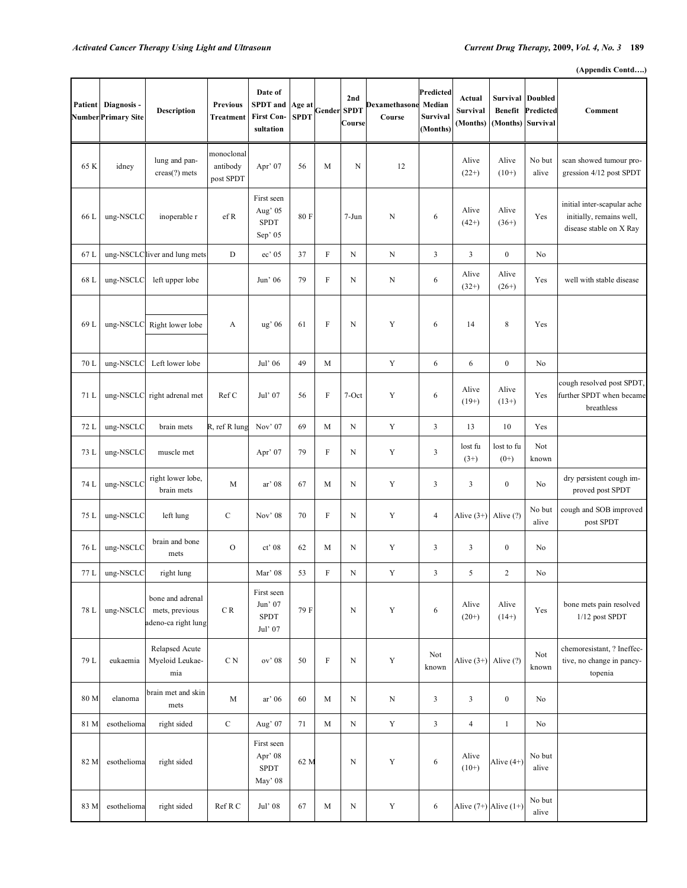(Appendix Contd….)

| Patient Number | Diagnosis - Primary Site | Description | Previous Treatment | Date of SPDT and First Consultation | Age at SPDT | Gender | 2nd SPDT Course | Dexamethasone Course | Predicted Median Survival (Months) | Actual Survival (Months) | Survival Benefit (Months) | Doubled Predicted Survival | Comment |
|---|---|---|---|---|---|---|---|---|---|---|---|---|---|
| 65 K | idney | lung and pancreas(?) mets | monoclonal antibody post SPDT | Apr' 07 | 56 | M | N | 12 | | Alive (22+) | Alive (10+) | No but alive | scan showed tumour progression 4/12 post SPDT |
| 66 L | ung-NSCLC | inoperable r | ef R | First seen Aug' 05 SPDT Sep' 05 | 80 F | | 7-Jun | N | 6 | Alive (42+) | Alive (36+) | Yes | initial inter-scapular ache initially, remains well, disease stable on X Ray |
| 67 L | ung-NSCLC | liver and lung mets | D | ec' 05 | 37 | F | N | N | 3 | 3 | 0 | No | |
| 68 L | ung-NSCLC | left upper lobe | | Jun' 06 | 79 | F | N | N | 6 | Alive (32+) | Alive (26+) | Yes | well with stable disease |
| 69 L | ung-NSCLC | Right lower lobe | A | ug' 06 | 61 | F | N | Y | 6 | 14 | 8 | Yes | |
| 70 L | ung-NSCLC | Left lower lobe | | Jul' 06 | 49 | M | | Y | 6 | 6 | 0 | No | |
| 71 L | ung-NSCLC | right adrenal met | Ref C | Jul' 07 | 56 | F | 7-Oct | Y | 6 | Alive (19+) | Alive (13+) | Yes | cough resolved post SPDT, further SPDT when became breathless |
| 72 L | ung-NSCLC | brain mets | R, ref R lung | Nov' 07 | 69 | M | N | Y | 3 | 13 | 10 | Yes | |
| 73 L | ung-NSCLC | muscle met | | Apr' 07 | 79 | F | N | Y | 3 | lost fu (3+) | lost to fu (0+) | Not known | |
| 74 L | ung-NSCLC | right lower lobe, brain mets | M | ar' 08 | 67 | M | N | Y | 3 | 3 | 0 | No | dry persistent cough improved post SPDT |
| 75 L | ung-NSCLC | left lung | C | Nov' 08 | 70 | F | N | Y | 4 | Alive (3+) | Alive (?) | No but alive | cough and SOB improved post SPDT |
| 76 L | ung-NSCLC | brain and bone mets | O | ct' 08 | 62 | M | N | Y | 3 | 3 | 0 | No | |
| 77 L | ung-NSCLC | right lung | | Mar' 08 | 53 | F | N | Y | 3 | 5 | 2 | No | |
| 78 L | ung-NSCLC | bone and adrenal mets, previous adeno-ca right lung | C R | First seen Jun' 07 SPDT Jul' 07 | 79 F | | N | Y | 6 | Alive (20+) | Alive (14+) | Yes | bone mets pain resolved 1/12 post SPDT |
| 79 L | eukaemia | Relapsed Acute Myeloid Leukaemia | C N | ov' 08 | 50 | F | N | Y | Not known | Alive (3+) | Alive (?) | Not known | chemoresistant, ? Ineffective, no change in pancytopenia |
| 80 M | elanoma | brain met and skin mets | M | ar' 06 | 60 | M | N | N | 3 | 3 | 0 | No | |
| 81 M | esothelioma | right sided | C | Aug' 07 | 71 | M | N | Y | 3 | 4 | 1 | No | |
| 82 M | esothelioma | right sided | | First seen Apr' 08 SPDT May' 08 | 62 M | | N | Y | 6 | Alive (10+) | Alive (4+) | No but alive | |
| 83 M | esothelioma | right sided | Ref R C | Jul' 08 | 67 | M | N | Y | 6 | Alive (7+) | Alive (1+) | No but alive | |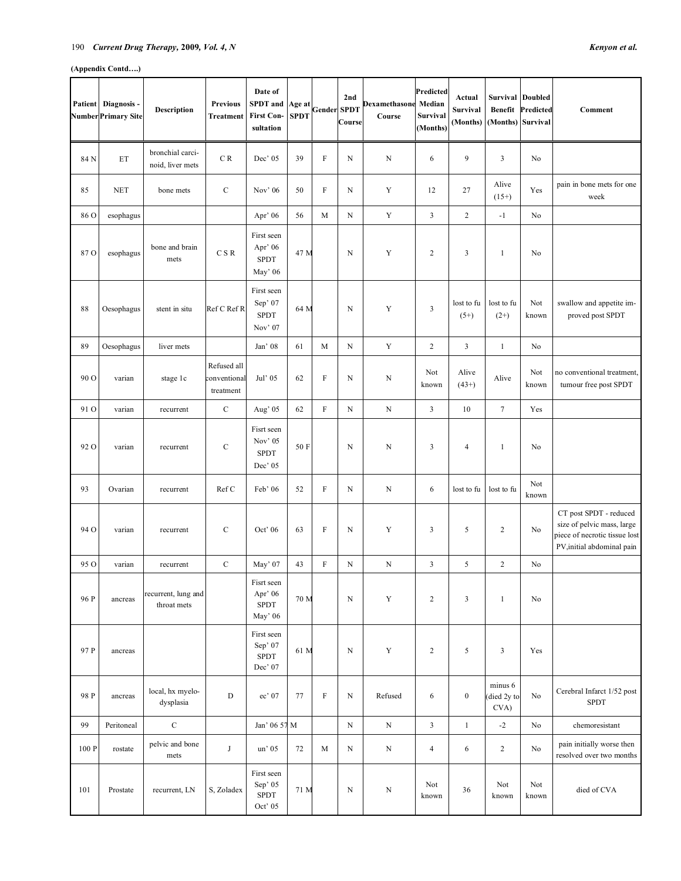**(Appendix Contd….)**

| Patient Number | Diagnosis - Primary Site | Description | Previous Treatment | Date of SPDT and First Consultation | Age at SPDT | Gender | 2nd SPDT Course | Dexamethasone Course | Predicted Median Survival (Months) | Actual Survival (Months) | Survival Benefit (Months) | Doubled Predicted Survival | Comment |
|---|---|---|---|---|---|---|---|---|---|---|---|---|---|
| 84 N | ET | bronchial carcinoid, liver mets | C R | Dec' 05 | 39 | F | N | N | 6 | 9 | 3 | No | |
| 85 | NET | bone mets | C | Nov' 06 | 50 | F | N | Y | 12 | 27 | Alive (15+) | Yes | pain in bone mets for one week |
| 86 O | esophagus | | | Apr' 06 | 56 | M | N | Y | 3 | 2 | -1 | No | |
| 87 O | esophagus | bone and brain mets | C S R | First seen Apr' 06 SPDT May' 06 | 47 M | | N | Y | 2 | 3 | 1 | No | |
| 88 | Oesophagus | stent in situ | Ref C Ref R | First seen Sep' 07 SPDT Nov' 07 | 64 M | | N | Y | 3 | lost to fu (5+) | lost to fu (2+) | Not known | swallow and appetite improved post SPDT |
| 89 | Oesophagus | liver mets | | Jan' 08 | 61 | M | N | Y | 2 | 3 | 1 | No | |
| 90 O | varian | stage 1c | Refused all conventional treatment | Jul' 05 | 62 | F | N | N | Not known | Alive (43+) | Alive | Not known | no conventional treatment, tumour free post SPDT |
| 91 O | varian | recurrent | C | Aug' 05 | 62 | F | N | N | 3 | 10 | 7 | Yes | |
| 92 O | varian | recurrent | C | Fisrt seen Nov' 05 SPDT Dec' 05 | 50 F | | N | N | 3 | 4 | 1 | No | |
| 93 | Ovarian | recurrent | Ref C | Feb' 06 | 52 | F | N | N | 6 | lost to fu | lost to fu | Not known | |
| 94 O | varian | recurrent | C | Oct' 06 | 63 | F | N | Y | 3 | 5 | 2 | No | CT post SPDT - reduced size of pelvic mass, large piece of necrotic tissue lost PV,initial abdominal pain |
| 95 O | varian | recurrent | C | May' 07 | 43 | F | N | N | 3 | 5 | 2 | No | |
| 96 P | ancreas | recurrent, lung and throat mets | | Fisrt seen Apr' 06 SPDT May' 06 | 70 M | | N | Y | 2 | 3 | 1 | No | |
| 97 P | ancreas | | | First seen Sep' 07 SPDT Dec' 07 | 61 M | | N | Y | 2 | 5 | 3 | Yes | |
| 98 P | ancreas | local, hx myelodysplasia | D | ec' 07 | 77 | F | N | Refused | 6 | 0 | minus 6 (died 2y to CVA) | No | Cerebral Infarct 1/52 post SPDT |
| 99 | Peritoneal | C | | Jan' 06 57 M | | | N | N | 3 | 1 | -2 | No | chemoresistant |
| 100 P | rostate | pelvic and bone mets | J | un' 05 | 72 | M | N | N | 4 | 6 | 2 | No | pain initially worse then resolved over two months |
| 101 | Prostate | recurrent, LN | S, Zoladex | First seen Sep' 05 SPDT Oct' 05 | 71 M | | N | N | Not known | 36 | Not known | Not known | died of CVA |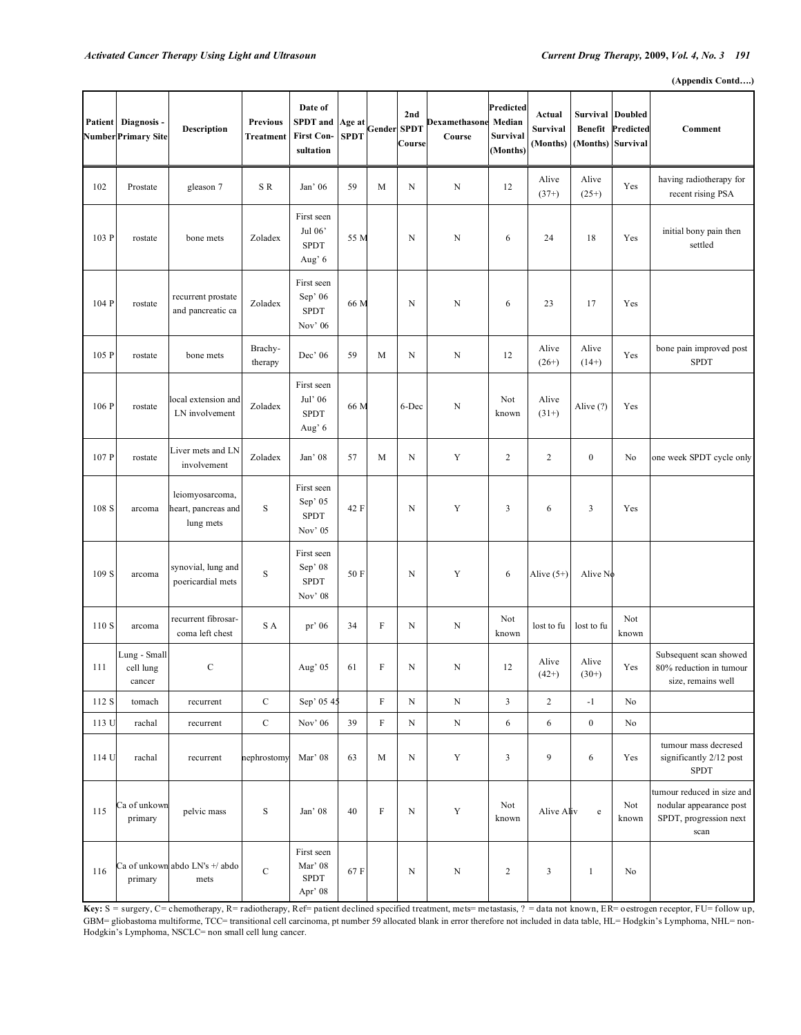(Appendix Contd….)

| Patient Number | Diagnosis - Primary Site | Description | Previous Treatment | Date of SPDT and First Consultation | Age at SPDT | Gender | 2nd SPDT Course | Dexamethasone Course | Predicted Median Survival (Months) | Actual Survival (Months) | Survival Benefit (Months) | Doubled Predicted Survival | Comment |
|---|---|---|---|---|---|---|---|---|---|---|---|---|---|
| 102 | Prostate | gleason 7 | S R | Jan' 06 | 59 | M | N | N | 12 | Alive (37+) | Alive (25+) | Yes | having radiotherapy for recent rising PSA |
| 103 | Prostate | bone mets | Zoladex | First seen Jul 06' SPDT Aug' 6 | 55 | M | N | N | 6 | 24 | 18 | Yes | initial bony pain then settled |
| 104 | Prostate | recurrent prostate and pancreatic ca | Zoladex | First seen Sep' 06 SPDT Nov' 06 | 66 | M | N | N | 6 | 23 | 17 | Yes | |
| 105 | Prostate | bone mets | Brachy-therapy | Dec' 06 | 59 | M | N | N | 12 | Alive (26+) | Alive (14+) | Yes | bone pain improved post SPDT |
| 106 | Prostate | local extension and LN involvement | Zoladex | First seen Jul' 06 SPDT Aug' 6 | 66 | M | 6-Dec | N | Not known | Alive (31+) | Alive (?) | Yes | |
| 107 | Prostate | Liver mets and LN involvement | Zoladex | Jan' 08 | 57 | M | N | Y | 2 | 2 | 0 | No | one week SPDT cycle only |
| 108 | Sarcoma | leiomyosarcoma, heart, pancreas and lung mets | S | First seen Sep' 05 SPDT Nov' 05 | 42 | F | N | Y | 3 | 6 | 3 | Yes | |
| 109 | Sarcoma | synovial, lung and poericardial mets | S | First seen Sep' 08 SPDT Nov' 08 | 50 | F | N | Y | 6 | Alive (5+) | Alive | No | |
| 110 | Sarcoma | recurrent fibrosarcoma left chest | S A | pr' 06 | 34 | F | N | N | Not known | lost to fu | lost to fu | Not known | |
| 111 | Lung - Small cell lung cancer | C | | Aug' 05 | 61 | F | N | N | 12 | Alive (42+) | Alive (30+) | Yes | Subsequent scan showed 80% reduction in tumour size, remains well |
| 112 | Stomach | recurrent | C | Sep' 05 | 45 | F | N | N | 3 | 2 | -1 | No | |
| 113 | Urachal | recurrent | C | Nov' 06 | 39 | F | N | N | 6 | 6 | 0 | No | |
| 114 | Urachal | recurrent | nephrostomy | Mar' 08 | 63 | M | N | Y | 3 | 9 | 6 | Yes | tumour mass decresed significantly 2/12 post SPDT |
| 115 | Ca of unkown primary | pelvic mass | S | Jan' 08 | 40 | F | N | Y | Not known | Alive | Alive | Not known | tumour reduced in size and nodular appearance post SPDT, progression next scan |
| 116 | Ca of unkown primary | abdo LN's +/ abdo mets | C | First seen Mar' 08 SPDT Apr' 08 | 67 | F | N | N | 2 | 3 | 1 | No | |

**Key:** S = surgery, C= chemotherapy, R= radiotherapy, Ref= patient declined specified treatment, mets= metastasis, ? = data not known, ER= oestrogen receptor, FU= follow up, GBM= gliobastoma multiforme, TCC= transitional cell carcinoma, pt number 59 allocated blank in error therefore not included in data table, HL= Hodgkin's Lymphoma, NHL= non-Hodgkin's Lymphoma, NSCLC= non small cell lung cancer.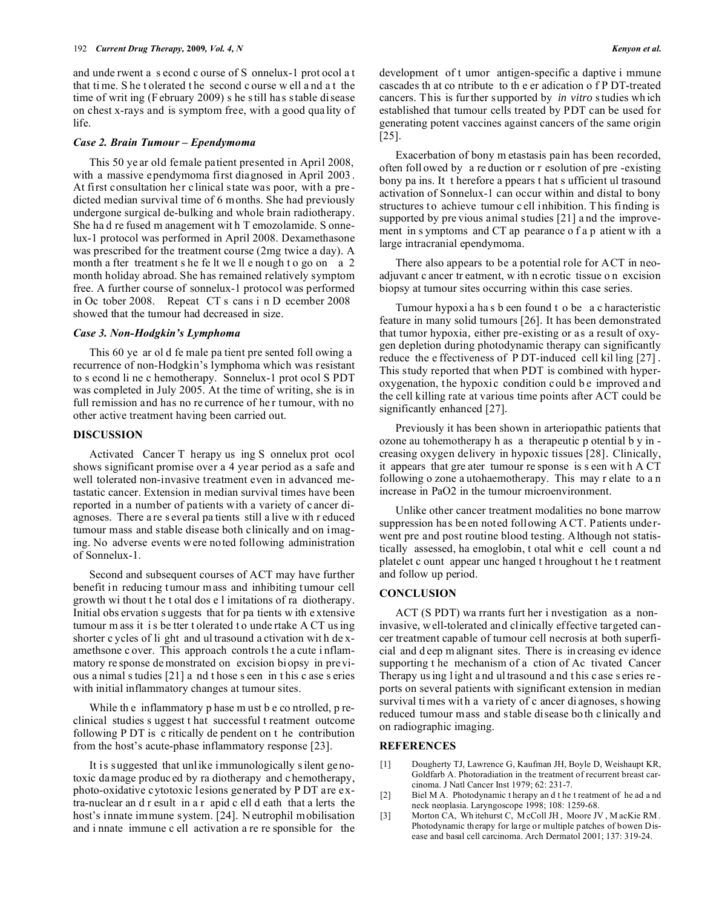and underwent a second course of Sonnelux-1 protocol at that time. She tolerated the second course well and at the time of writing (February 2009) she still has stable disease on chest x-rays and is symptom free, with a good quality of life.

### *Case 2. Brain Tumour – Ependymoma*

This 50 year old female patient presented in April 2008, with a massive ependymoma first diagnosed in April 2003. At first consultation her clinical state was poor, with a predicted median survival time of 6 months. She had previously undergone surgical de-bulking and whole brain radiotherapy. She had refused management with Temozolamide. Sonnelux-1 protocol was performed in April 2008. Dexamethasone was prescribed for the treatment course (2mg twice a day). A month after treatment she felt well enough to go on a 2 month holiday abroad. She has remained relatively symptom free. A further course of sonnelux-1 protocol was performed in October 2008. Repeat CT scans in December 2008 showed that the tumour had decreased in size.

### *Case 3. Non-Hodgkin's Lymphoma*

This 60 year old female patient presented following a recurrence of non-Hodgkin's lymphoma which was resistant to second line chemotherapy. Sonnelux-1 protocol SPDT was completed in July 2005. At the time of writing, she is in full remission and has no recurrence of her tumour, with no other active treatment having been carried out.

## DISCUSSION

Activated Cancer Therapy using Sonnelux protocol shows significant promise over a 4 year period as a safe and well tolerated non-invasive treatment even in advanced metastatic cancer. Extension in median survival times have been reported in a number of patients with a variety of cancer diagnoses. There are several patients still alive with reduced tumour mass and stable disease both clinically and on imaging. No adverse events were noted following administration of Sonnelux-1.

Second and subsequent courses of ACT may have further benefit in reducing tumour mass and inhibiting tumour cell growth without the total dose limitations of radiotherapy. Initial observation suggests that for patients with extensive tumour mass it is better tolerated to undertake ACT using shorter cycles of light and ultrasound activation with dexamethsone cover. This approach controls the acute inflammatory response demonstrated on excision biopsy in previous animal studies [21] and those seen in this case series with initial inflammatory changes at tumour sites.

While the inflammatory phase must be controlled, preclinical studies suggest that successful treatment outcome following PDT is critically dependent on the contribution from the host's acute-phase inflammatory response [23].

It is suggested that unlike immunologically silent genotoxic damage produced by radiotherapy and chemotherapy, photo-oxidative cytotoxic lesions generated by PDT are extra-nuclear and result in a rapid cell death that alerts the host's innate immune system. [24]. Neutrophil mobilisation and innate immune cell activation are responsible for the development of tumor antigen-specific adaptive immune cascades that contribute to the eradication of PDT-treated cancers. This is further supported by *in vitro* studies which established that tumour cells treated by PDT can be used for generating potent vaccines against cancers of the same origin [25].

Exacerbation of bony metastasis pain has been recorded, often followed by a reduction or resolution of pre-existing bony pains. It therefore appears that sufficient ultrasound activation of Sonnelux-1 can occur within and distal to bony structures to achieve tumour cell inhibition. This finding is supported by previous animal studies [21] and the improvement in symptoms and CT appearance of a patient with a large intracranial ependymoma.

There also appears to be a potential role for ACT in neoadjuvant cancer treatment, with necrotic tissue on excision biopsy at tumour sites occurring within this case series.

Tumour hypoxia has been found to be a characteristic feature in many solid tumours [26]. It has been demonstrated that tumor hypoxia, either pre-existing or as a result of oxygen depletion during photodynamic therapy can significantly reduce the effectiveness of PDT-induced cell killing [27]. This study reported that when PDT is combined with hyperoxygenation, the hypoxic condition could be improved and the cell killing rate at various time points after ACT could be significantly enhanced [27].

Previously it has been shown in arteriopathic patients that ozone autohemotherapy has a therapeutic potential by increasing oxygen delivery in hypoxic tissues [28]. Clinically, it appears that greater tumour response is seen with ACT following ozone autohaemotherapy. This may relate to an increase in PaO2 in the tumour microenvironment.

Unlike other cancer treatment modalities no bone marrow suppression has been noted following ACT. Patients underwent pre and post routine blood testing. Although not statistically assessed, haemoglobin, total white cell count and platelet count appear unchanged throughout the treatment and follow up period.

## CONCLUSION

ACT (SPDT) warrants further investigation as a non-invasive, well-tolerated and clinically effective targeted cancer treatment capable of tumour cell necrosis at both superficial and deep malignant sites. There is increasing evidence supporting the mechanism of Action of Activated Cancer Therapy using light and ultrasound and this case series reports on several patients with significant extension in median survival times with a variety of cancer diagnoses, showing reduced tumour mass and stable disease both clinically and on radiographic imaging.

## REFERENCES

[1] Dougherty TJ, Lawrence G, Kaufman JH, Boyle D, Weishaupt KR, Goldfarb A. Photoradiation in the treatment of recurrent breast carcinoma. J Natl Cancer Inst 1979; 62: 231-7.

[2] Biel MA. Photodynamic therapy and the treatment of head and neck neoplasia. Laryngoscope 1998; 108: 1259-68.

[3] Morton CA, Whitehurst C, McColl JH, Moore JV, MacKie RM. Photodynamic therapy for large or multiple patches of bowen Disease and basal cell carcinoma. Arch Dermatol 2001; 137: 319-24.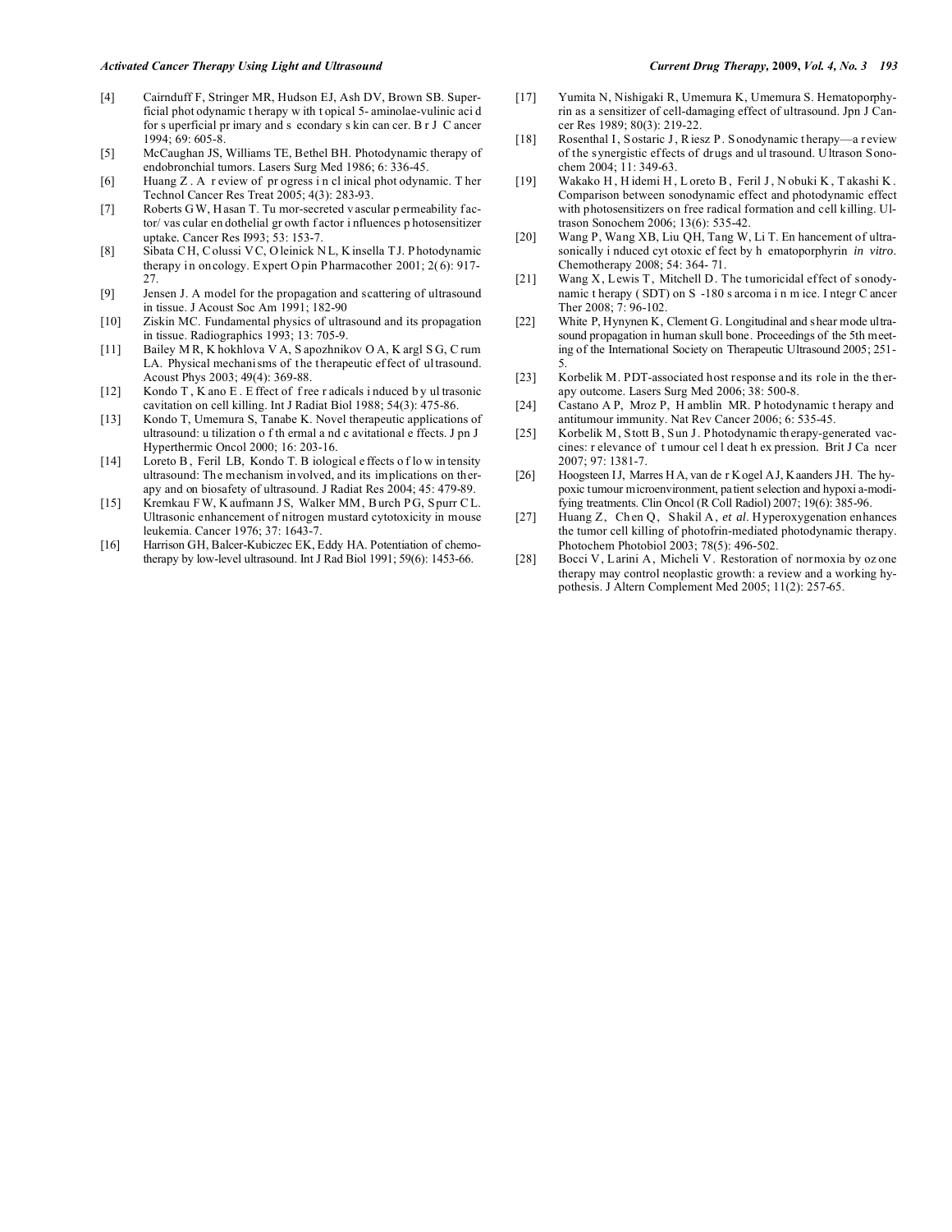[4] Cairnduff F, Stringer MR, Hudson EJ, Ash DV, Brown SB. Superficial photodynamic therapy with topical 5-aminolae-vulinic acid for superficial primary and secondary skin cancer. Br J Cancer 1994; 69: 605-8.

[5] McCaughan JS, Williams TE, Bethel BH. Photodynamic therapy of endobronchial tumors. Lasers Surg Med 1986; 6: 336-45.

[6] Huang Z. A review of progress in clinical photodynamic. Ther Technol Cancer Res Treat 2005; 4(3): 283-93.

[7] Roberts GW, Hasan T. Tumor-secreted vascular permeability factor/ vascular endothelial growth factor influences photosensitizer uptake. Cancer Res I993; 53: 153-7.

[8] Sibata CH, Colussi VC, Oleinick NL, Kinsella TJ. Photodynamic therapy in oncology. Expert Opin Pharmacother 2001; 2(6): 917-27.

[9] Jensen J. A model for the propagation and scattering of ultrasound in tissue. J Acoust Soc Am 1991; 182-90

[10] Ziskin MC. Fundamental physics of ultrasound and its propagation in tissue. Radiographics 1993; 13: 705-9.

[11] Bailey MR, Khokhlova VA, Sapozhnikov OA, Kargl SG, Crum LA. Physical mechanisms of the therapeutic effect of ultrasound. Acoust Phys 2003; 49(4): 369-88.

[12] Kondo T, Kano E. Effect of free radicals induced by ultrasonic cavitation on cell killing. Int J Radiat Biol 1988; 54(3): 475-86.

[13] Kondo T, Umemura S, Tanabe K. Novel therapeutic applications of ultrasound: utilization of thermal and cavitational effects. J pn J Hyperthermic Oncol 2000; 16: 203-16.

[14] Loreto B, Feril LB, Kondo T. Biological effects of low intensity ultrasound: The mechanism involved, and its implications on therapy and on biosafety of ultrasound. J Radiat Res 2004; 45: 479-89.

[15] Kremkau FW, Kaufmann JS, Walker MM, Burch PG, Spurr CL. Ultrasonic enhancement of nitrogen mustard cytotoxicity in mouse leukemia. Cancer 1976; 37: 1643-7.

[16] Harrison GH, Balcer-Kubiczec EK, Eddy HA. Potentiation of chemotherapy by low-level ultrasound. Int J Rad Biol 1991; 59(6): 1453-66.

[17] Yumita N, Nishigaki R, Umemura K, Umemura S. Hematoporphyrin as a sensitizer of cell-damaging effect of ultrasound. Jpn J Cancer Res 1989; 80(3): 219-22.

[18] Rosenthal I, Sostaric J, Riesz P. Sonodynamic therapy—a review of the synergistic effects of drugs and ultrasound. Ultrason Sonochem 2004; 11: 349-63.

[19] Wakako H, Hidemi H, Loreto B, Feril J, Nobuki K, Takashi K. Comparison between sonodynamic effect and photodynamic effect with photosensitizers on free radical formation and cell killing. Ultrason Sonochem 2006; 13(6): 535-42.

[20] Wang P, Wang XB, Liu QH, Tang W, Li T. Enhancement of ultrasonically induced cytotoxic effect by hematoporphyrin *in vitro*. Chemotherapy 2008; 54: 364-71.

[21] Wang X, Lewis T, Mitchell D. The tumoricidal effect of sonodynamic therapy (SDT) on S-180 sarcoma in mice. Integr Cancer Ther 2008; 7: 96-102.

[22] White P, Hynynen K, Clement G. Longitudinal and shear mode ultrasound propagation in human skull bone. Proceedings of the 5th meeting of the International Society on Therapeutic Ultrasound 2005; 251-5.

[23] Korbelik M. PDT-associated host response and its role in the therapy outcome. Lasers Surg Med 2006; 38: 500-8.

[24] Castano AP, Mroz P, Hamblin MR. Photodynamic therapy and antitumour immunity. Nat Rev Cancer 2006; 6: 535-45.

[25] Korbelik M, Stott B, Sun J. Photodynamic therapy-generated vaccines: relevance of tumour cell death expression. Brit J Cancer 2007; 97: 1381-7.

[26] Hoogsteen IJ, Marres HA, van der Kogel AJ, Kaanders JH. The hypoxic tumour microenvironment, patient selection and hypoxia-modifying treatments. Clin Oncol (R Coll Radiol) 2007; 19(6): 385-96.

[27] Huang Z, Chen Q, Shakil A, *et al*. Hyperoxygenation enhances the tumor cell killing of photofrin-mediated photodynamic therapy. Photochem Photobiol 2003; 78(5): 496-502.

[28] Bocci V, Larini A, Micheli V. Restoration of normoxia by ozone therapy may control neoplastic growth: a review and a working hypothesis. J Altern Complement Med 2005; 11(2): 257-65.